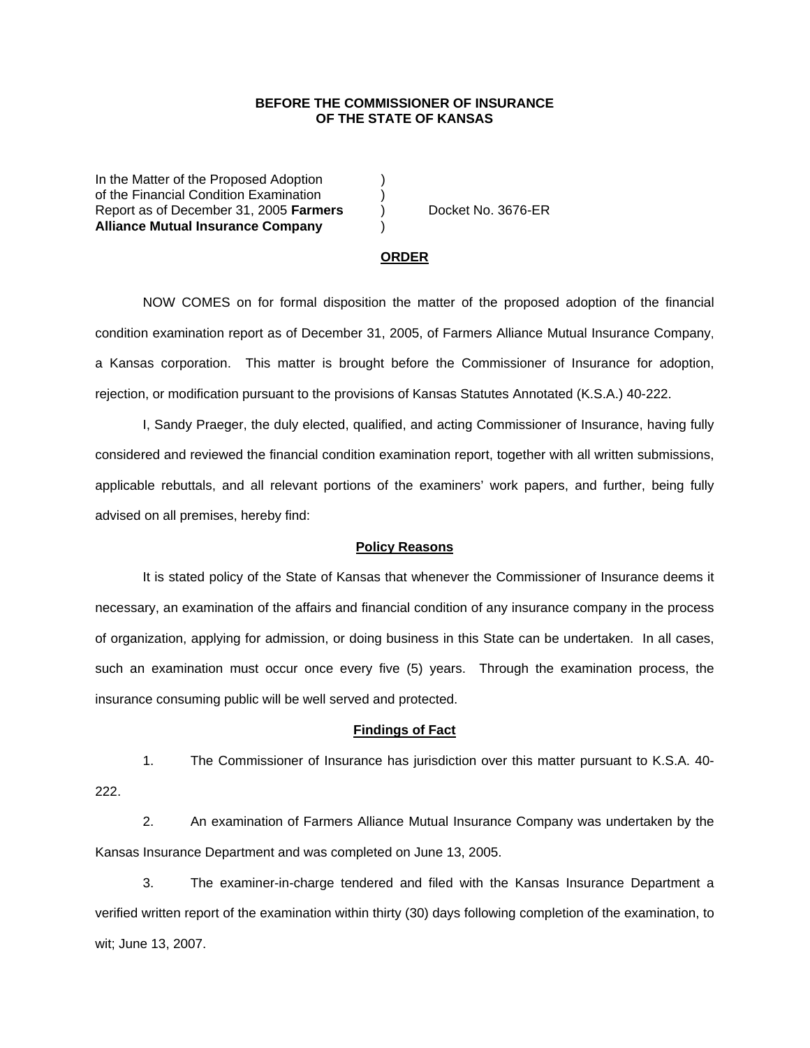**BEFORE THE COMMISSIONER OF INSURANCE
OF THE STATE OF KANSAS**

In the Matter of the Proposed Adoption )
of the Financial Condition Examination )
Report as of December 31, 2005 **Farmers** ) Docket No. 3676-ER
**Alliance Mutual Insurance Company** )

## ORDER

NOW COMES on for formal disposition the matter of the proposed adoption of the financial condition examination report as of December 31, 2005, of Farmers Alliance Mutual Insurance Company, a Kansas corporation. This matter is brought before the Commissioner of Insurance for adoption, rejection, or modification pursuant to the provisions of Kansas Statutes Annotated (K.S.A.) 40-222.

I, Sandy Praeger, the duly elected, qualified, and acting Commissioner of Insurance, having fully considered and reviewed the financial condition examination report, together with all written submissions, applicable rebuttals, and all relevant portions of the examiners' work papers, and further, being fully advised on all premises, hereby find:

### Policy Reasons

It is stated policy of the State of Kansas that whenever the Commissioner of Insurance deems it necessary, an examination of the affairs and financial condition of any insurance company in the process of organization, applying for admission, or doing business in this State can be undertaken. In all cases, such an examination must occur once every five (5) years. Through the examination process, the insurance consuming public will be well served and protected.

### Findings of Fact

1. The Commissioner of Insurance has jurisdiction over this matter pursuant to K.S.A. 40-222.

2. An examination of Farmers Alliance Mutual Insurance Company was undertaken by the Kansas Insurance Department and was completed on June 13, 2005.

3. The examiner-in-charge tendered and filed with the Kansas Insurance Department a verified written report of the examination within thirty (30) days following completion of the examination, to wit; June 13, 2007.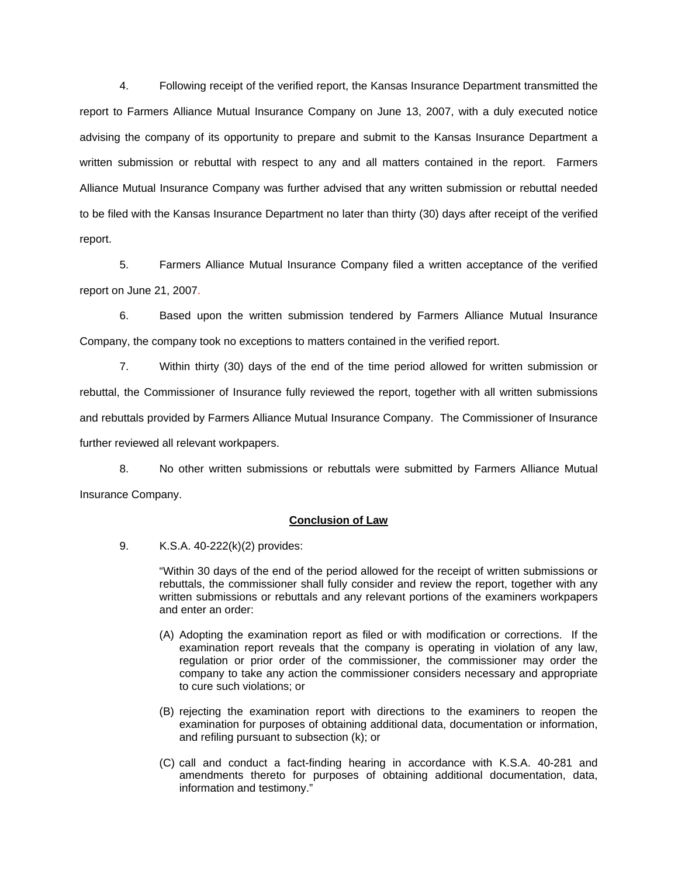4. Following receipt of the verified report, the Kansas Insurance Department transmitted the report to Farmers Alliance Mutual Insurance Company on June 13, 2007, with a duly executed notice advising the company of its opportunity to prepare and submit to the Kansas Insurance Department a written submission or rebuttal with respect to any and all matters contained in the report. Farmers Alliance Mutual Insurance Company was further advised that any written submission or rebuttal needed to be filed with the Kansas Insurance Department no later than thirty (30) days after receipt of the verified report.

5. Farmers Alliance Mutual Insurance Company filed a written acceptance of the verified report on June 21, 2007.

6. Based upon the written submission tendered by Farmers Alliance Mutual Insurance Company, the company took no exceptions to matters contained in the verified report.

7. Within thirty (30) days of the end of the time period allowed for written submission or rebuttal, the Commissioner of Insurance fully reviewed the report, together with all written submissions and rebuttals provided by Farmers Alliance Mutual Insurance Company. The Commissioner of Insurance further reviewed all relevant workpapers.

8. No other written submissions or rebuttals were submitted by Farmers Alliance Mutual Insurance Company.

## Conclusion of Law

9. K.S.A. 40-222(k)(2) provides:

> "Within 30 days of the end of the period allowed for the receipt of written submissions or rebuttals, the commissioner shall fully consider and review the report, together with any written submissions or rebuttals and any relevant portions of the examiners workpapers and enter an order:
>
> (A) Adopting the examination report as filed or with modification or corrections. If the examination report reveals that the company is operating in violation of any law, regulation or prior order of the commissioner, the commissioner may order the company to take any action the commissioner considers necessary and appropriate to cure such violations; or
>
> (B) rejecting the examination report with directions to the examiners to reopen the examination for purposes of obtaining additional data, documentation or information, and refiling pursuant to subsection (k); or
>
> (C) call and conduct a fact-finding hearing in accordance with K.S.A. 40-281 and amendments thereto for purposes of obtaining additional documentation, data, information and testimony."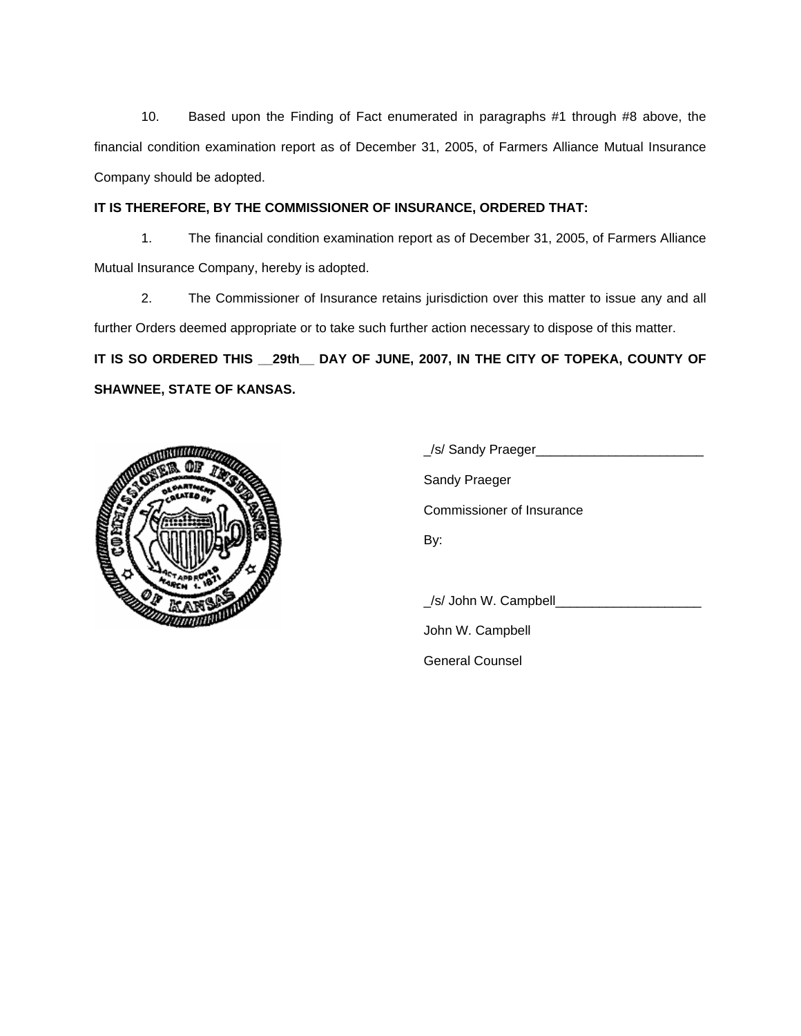10. Based upon the Finding of Fact enumerated in paragraphs #1 through #8 above, the financial condition examination report as of December 31, 2005, of Farmers Alliance Mutual Insurance Company should be adopted.

**IT IS THEREFORE, BY THE COMMISSIONER OF INSURANCE, ORDERED THAT:**

1. The financial condition examination report as of December 31, 2005, of Farmers Alliance Mutual Insurance Company, hereby is adopted.

2. The Commissioner of Insurance retains jurisdiction over this matter to issue any and all further Orders deemed appropriate or to take such further action necessary to dispose of this matter.

**IT IS SO ORDERED THIS __29th__ DAY OF JUNE, 2007, IN THE CITY OF TOPEKA, COUNTY OF SHAWNEE, STATE OF KANSAS.**

_/s/ Sandy Praeger________________________

Sandy Praeger

Commissioner of Insurance

By:

_/s/ John W. Campbell____________________

John W. Campbell

General Counsel